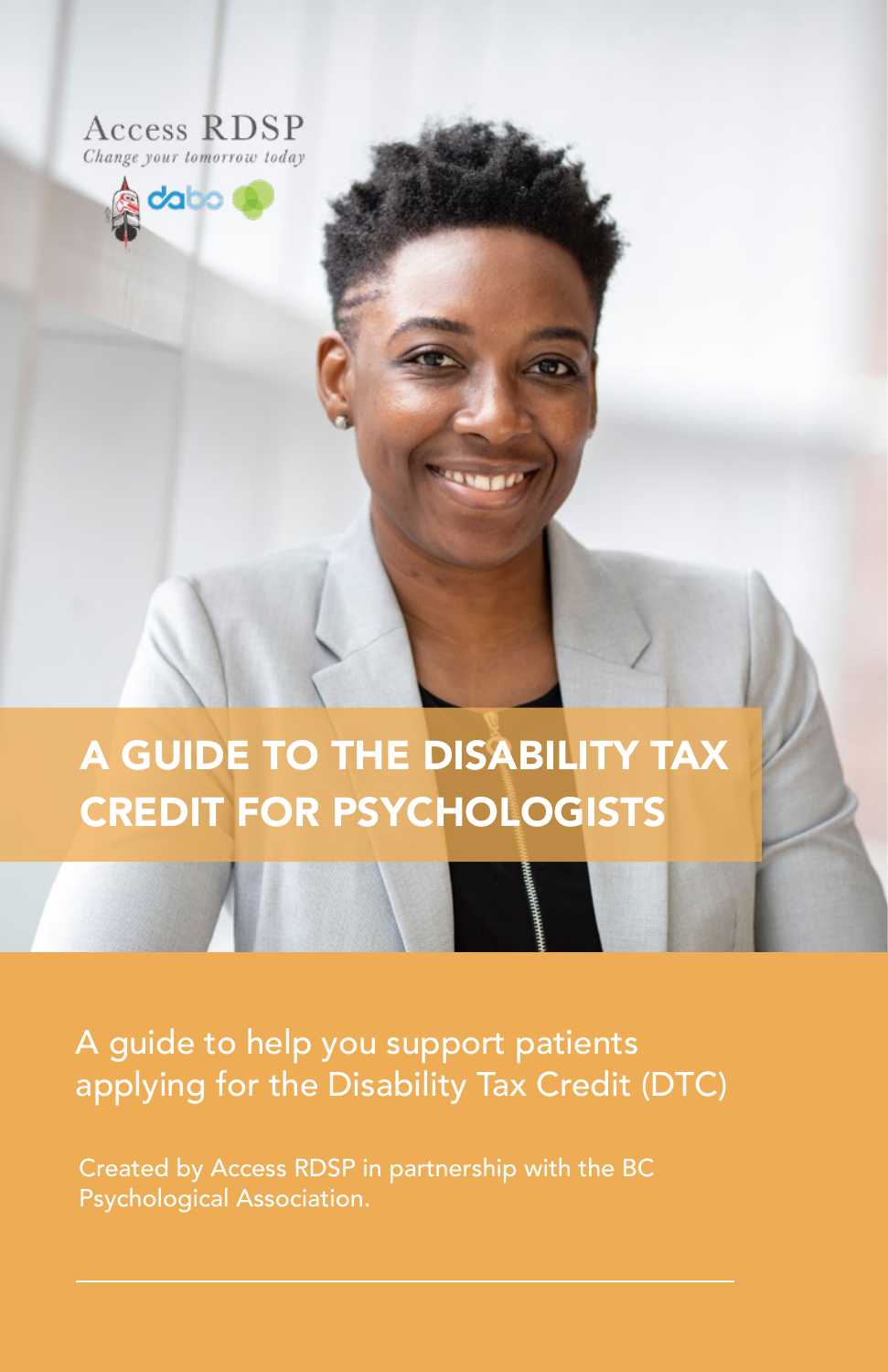Access RDSP

*Change your tomorrow today*

# A GUIDE TO THE DISABILITY TAX CREDIT FOR PSYCHOLOGISTS

A guide to help you support patients applying for the Disability Tax Credit (DTC)

Created by Access RDSP in partnership with the BC Psychological Association.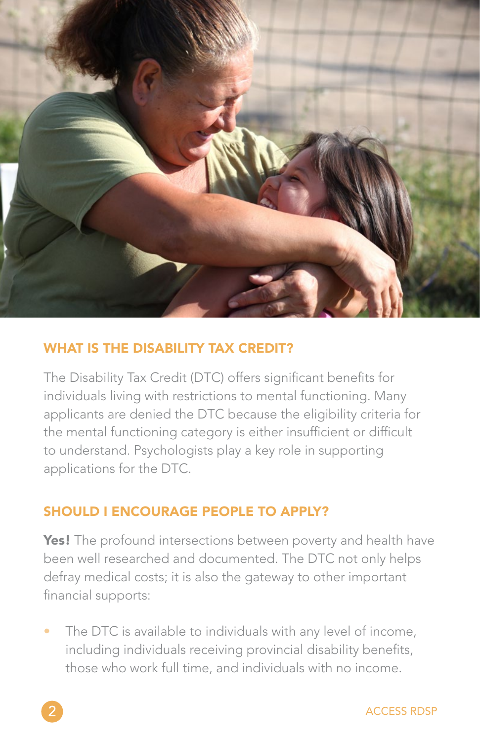## WHAT IS THE DISABILITY TAX CREDIT?

The Disability Tax Credit (DTC) offers significant benefits for individuals living with restrictions to mental functioning. Many applicants are denied the DTC because the eligibility criteria for the mental functioning category is either insufficient or difficult to understand. Psychologists play a key role in supporting applications for the DTC.

## SHOULD I ENCOURAGE PEOPLE TO APPLY?

**Yes!** The profound intersections between poverty and health have been well researched and documented. The DTC not only helps defray medical costs; it is also the gateway to other important financial supports:

- The DTC is available to individuals with any level of income, including individuals receiving provincial disability benefits, those who work full time, and individuals with no income.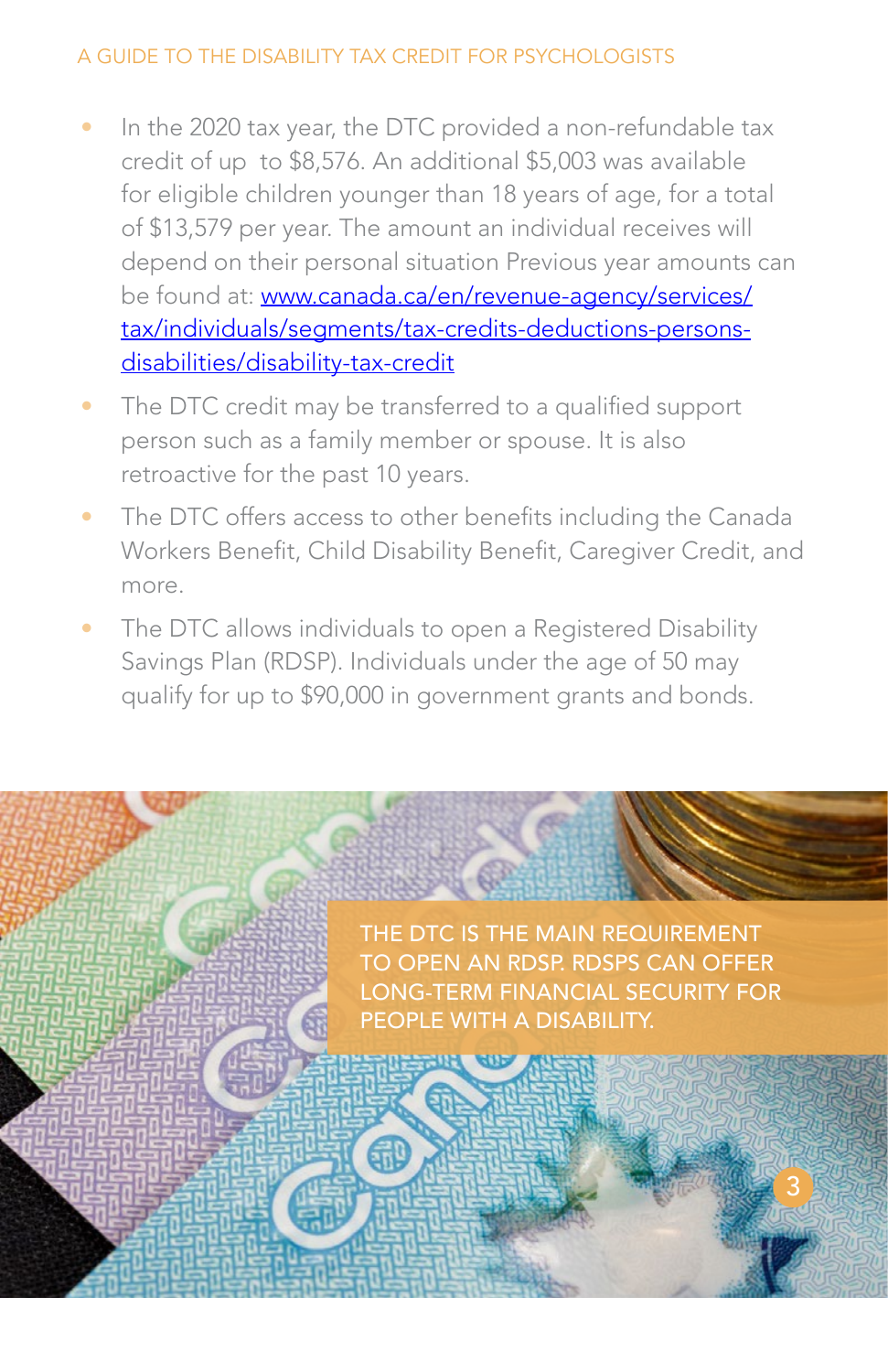- In the 2020 tax year, the DTC provided a non-refundable tax credit of up to $8,576. An additional $5,003 was available for eligible children younger than 18 years of age, for a total of $13,579 per year. The amount an individual receives will depend on their personal situation Previous year amounts can be found at: [www.canada.ca/en/revenue-agency/services/tax/individuals/segments/tax-credits-deductions-persons-disabilities/disability-tax-credit](www.canada.ca/en/revenue-agency/services/tax/individuals/segments/tax-credits-deductions-persons-disabilities/disability-tax-credit)
- The DTC credit may be transferred to a qualified support person such as a family member or spouse. It is also retroactive for the past 10 years.
- The DTC offers access to other benefits including the Canada Workers Benefit, Child Disability Benefit, Caregiver Credit, and more.
- The DTC allows individuals to open a Registered Disability Savings Plan (RDSP). Individuals under the age of 50 may qualify for up to $90,000 in government grants and bonds.

THE DTC IS THE MAIN REQUIREMENT TO OPEN AN RDSP. RDSPS CAN OFFER LONG-TERM FINANCIAL SECURITY FOR PEOPLE WITH A DISABILITY.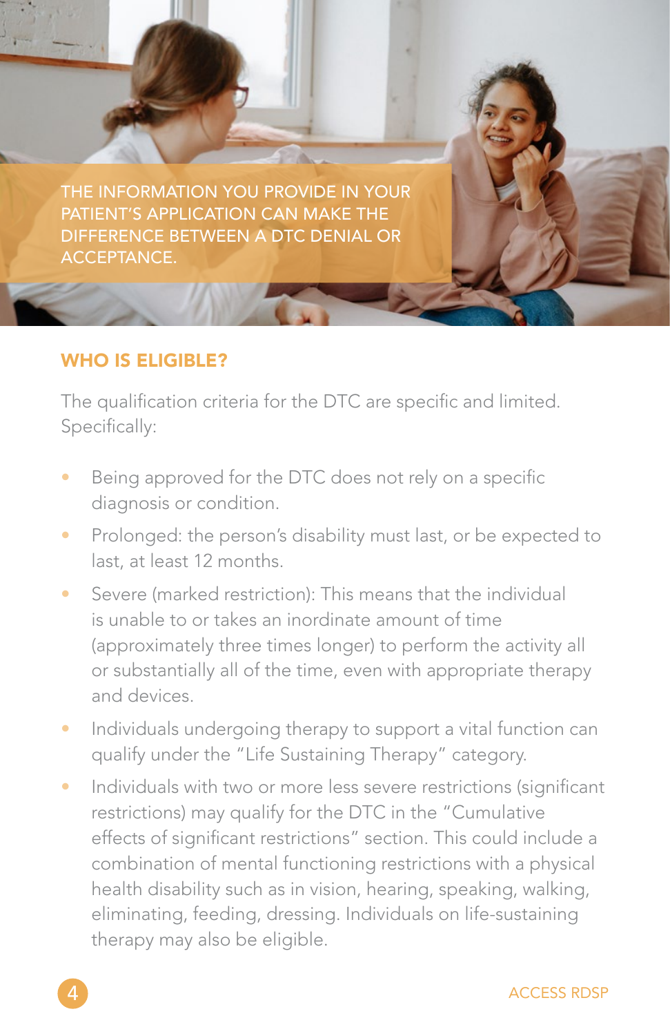THE INFORMATION YOU PROVIDE IN YOUR PATIENT'S APPLICATION CAN MAKE THE DIFFERENCE BETWEEN A DTC DENIAL OR ACCEPTANCE.

## WHO IS ELIGIBLE?

The qualification criteria for the DTC are specific and limited. Specifically:

- Being approved for the DTC does not rely on a specific diagnosis or condition.
- Prolonged: the person's disability must last, or be expected to last, at least 12 months.
- Severe (marked restriction): This means that the individual is unable to or takes an inordinate amount of time (approximately three times longer) to perform the activity all or substantially all of the time, even with appropriate therapy and devices.
- Individuals undergoing therapy to support a vital function can qualify under the "Life Sustaining Therapy" category.
- Individuals with two or more less severe restrictions (significant restrictions) may qualify for the DTC in the "Cumulative effects of significant restrictions" section. This could include a combination of mental functioning restrictions with a physical health disability such as in vision, hearing, speaking, walking, eliminating, feeding, dressing. Individuals on life-sustaining therapy may also be eligible.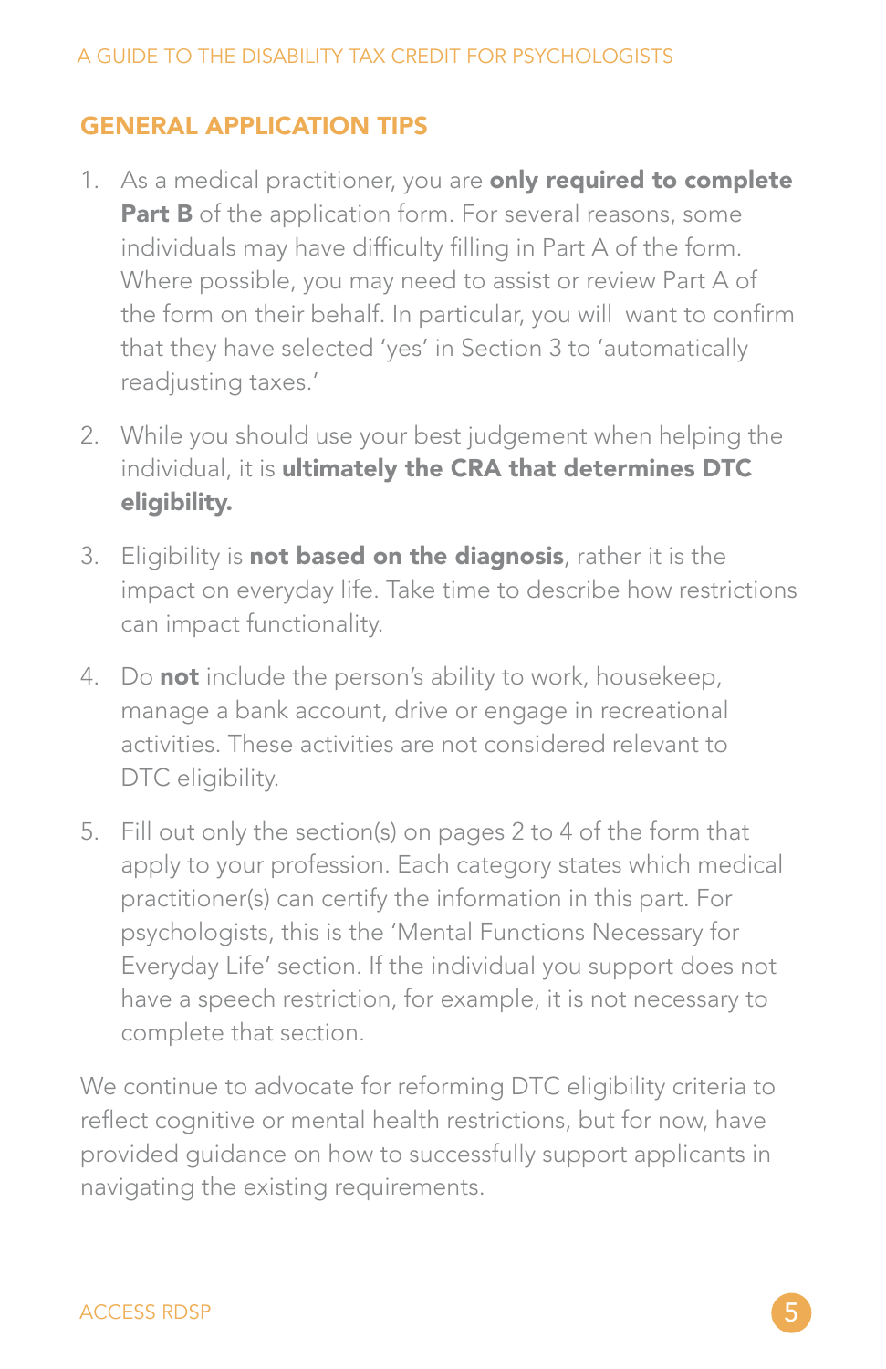## GENERAL APPLICATION TIPS

1. As a medical practitioner, you are **only required to complete Part B** of the application form. For several reasons, some individuals may have difficulty filling in Part A of the form. Where possible, you may need to assist or review Part A of the form on their behalf. In particular, you will want to confirm that they have selected 'yes' in Section 3 to 'automatically readjusting taxes.'

2. While you should use your best judgement when helping the individual, it is **ultimately the CRA that determines DTC eligibility.**

3. Eligibility is **not based on the diagnosis**, rather it is the impact on everyday life. Take time to describe how restrictions can impact functionality.

4. Do **not** include the person's ability to work, housekeep, manage a bank account, drive or engage in recreational activities. These activities are not considered relevant to DTC eligibility.

5. Fill out only the section(s) on pages 2 to 4 of the form that apply to your profession. Each category states which medical practitioner(s) can certify the information in this part. For psychologists, this is the 'Mental Functions Necessary for Everyday Life' section. If the individual you support does not have a speech restriction, for example, it is not necessary to complete that section.

We continue to advocate for reforming DTC eligibility criteria to reflect cognitive or mental health restrictions, but for now, have provided guidance on how to successfully support applicants in navigating the existing requirements.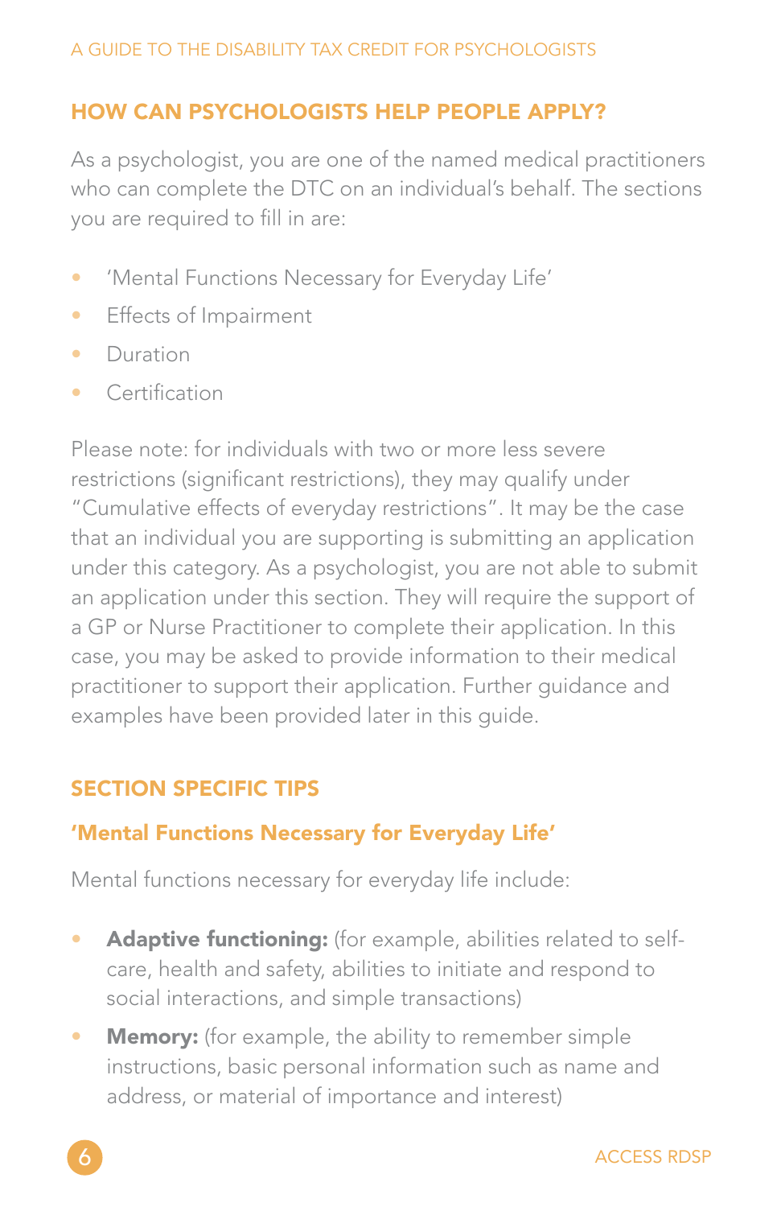## HOW CAN PSYCHOLOGISTS HELP PEOPLE APPLY?

As a psychologist, you are one of the named medical practitioners who can complete the DTC on an individual's behalf. The sections you are required to fill in are:

- 'Mental Functions Necessary for Everyday Life'
- Effects of Impairment
- Duration
- Certification

Please note: for individuals with two or more less severe restrictions (significant restrictions), they may qualify under "Cumulative effects of everyday restrictions". It may be the case that an individual you are supporting is submitting an application under this category. As a psychologist, you are not able to submit an application under this section. They will require the support of a GP or Nurse Practitioner to complete their application. In this case, you may be asked to provide information to their medical practitioner to support their application. Further guidance and examples have been provided later in this guide.

## SECTION SPECIFIC TIPS

### 'Mental Functions Necessary for Everyday Life'

Mental functions necessary for everyday life include:

- **Adaptive functioning:** (for example, abilities related to self-care, health and safety, abilities to initiate and respond to social interactions, and simple transactions)
- **Memory:** (for example, the ability to remember simple instructions, basic personal information such as name and address, or material of importance and interest)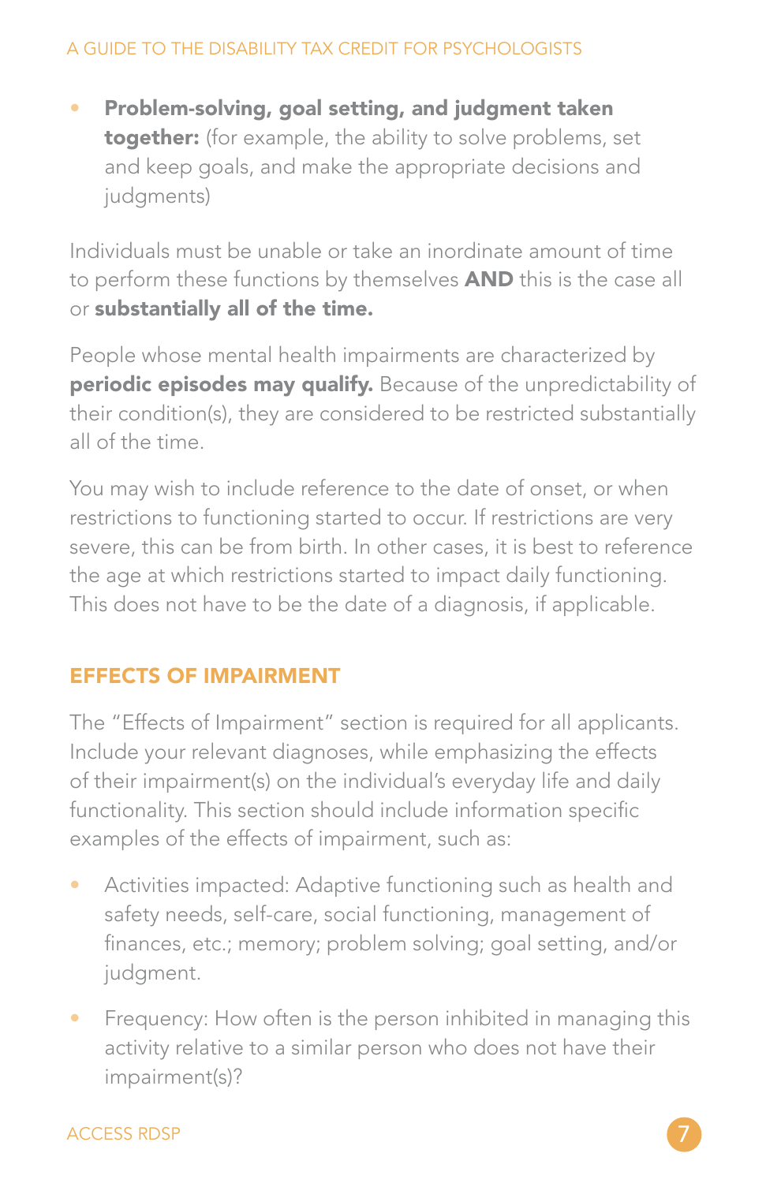- **Problem-solving, goal setting, and judgment taken together:** (for example, the ability to solve problems, set and keep goals, and make the appropriate decisions and judgments)

Individuals must be unable or take an inordinate amount of time to perform these functions by themselves **AND** this is the case all or **substantially all of the time.**

People whose mental health impairments are characterized by **periodic episodes may qualify.** Because of the unpredictability of their condition(s), they are considered to be restricted substantially all of the time.

You may wish to include reference to the date of onset, or when restrictions to functioning started to occur. If restrictions are very severe, this can be from birth. In other cases, it is best to reference the age at which restrictions started to impact daily functioning. This does not have to be the date of a diagnosis, if applicable.

## EFFECTS OF IMPAIRMENT

The "Effects of Impairment" section is required for all applicants. Include your relevant diagnoses, while emphasizing the effects of their impairment(s) on the individual's everyday life and daily functionality. This section should include information specific examples of the effects of impairment, such as:

- Activities impacted: Adaptive functioning such as health and safety needs, self-care, social functioning, management of finances, etc.; memory; problem solving; goal setting, and/or judgment.
- Frequency: How often is the person inhibited in managing this activity relative to a similar person who does not have their impairment(s)?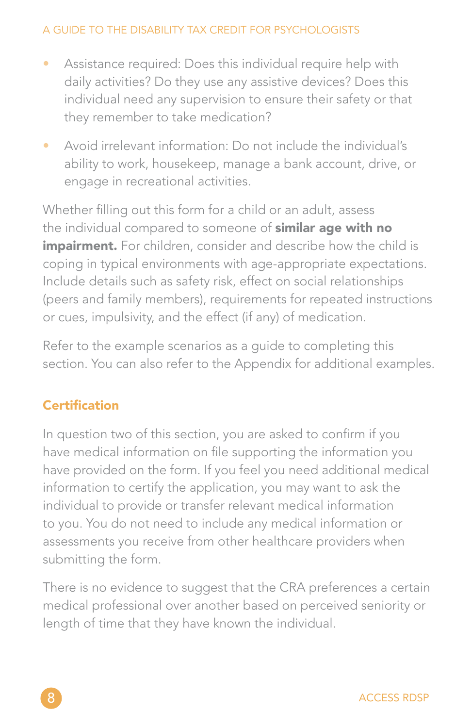- Assistance required: Does this individual require help with daily activities? Do they use any assistive devices? Does this individual need any supervision to ensure their safety or that they remember to take medication?
- Avoid irrelevant information: Do not include the individual's ability to work, housekeep, manage a bank account, drive, or engage in recreational activities.

Whether filling out this form for a child or an adult, assess the individual compared to someone of **similar age with no impairment.** For children, consider and describe how the child is coping in typical environments with age-appropriate expectations. Include details such as safety risk, effect on social relationships (peers and family members), requirements for repeated instructions or cues, impulsivity, and the effect (if any) of medication.

Refer to the example scenarios as a guide to completing this section. You can also refer to the Appendix for additional examples.

## Certification

In question two of this section, you are asked to confirm if you have medical information on file supporting the information you have provided on the form. If you feel you need additional medical information to certify the application, you may want to ask the individual to provide or transfer relevant medical information to you. You do not need to include any medical information or assessments you receive from other healthcare providers when submitting the form.

There is no evidence to suggest that the CRA preferences a certain medical professional over another based on perceived seniority or length of time that they have known the individual.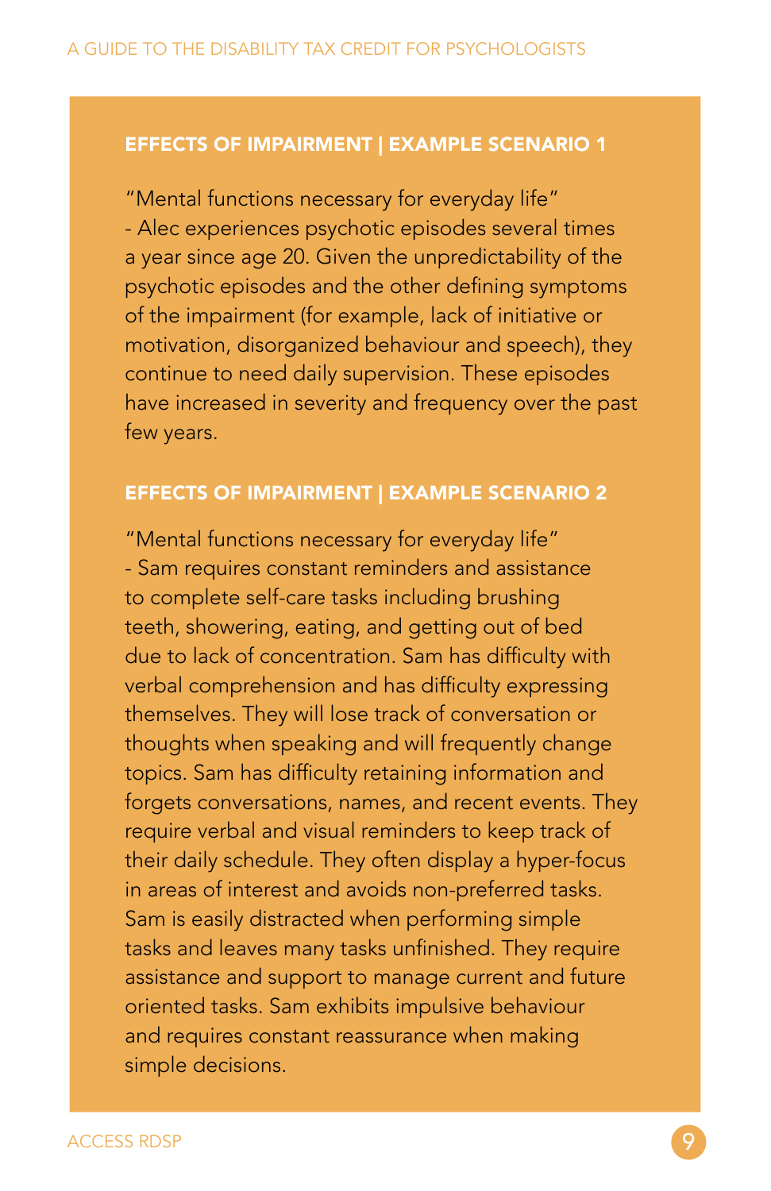### EFFECTS OF IMPAIRMENT | EXAMPLE SCENARIO 1

"Mental functions necessary for everyday life" - Alec experiences psychotic episodes several times a year since age 20. Given the unpredictability of the psychotic episodes and the other defining symptoms of the impairment (for example, lack of initiative or motivation, disorganized behaviour and speech), they continue to need daily supervision. These episodes have increased in severity and frequency over the past few years.

### EFFECTS OF IMPAIRMENT | EXAMPLE SCENARIO 2

"Mental functions necessary for everyday life" - Sam requires constant reminders and assistance to complete self-care tasks including brushing teeth, showering, eating, and getting out of bed due to lack of concentration. Sam has difficulty with verbal comprehension and has difficulty expressing themselves. They will lose track of conversation or thoughts when speaking and will frequently change topics. Sam has difficulty retaining information and forgets conversations, names, and recent events. They require verbal and visual reminders to keep track of their daily schedule. They often display a hyper-focus in areas of interest and avoids non-preferred tasks. Sam is easily distracted when performing simple tasks and leaves many tasks unfinished. They require assistance and support to manage current and future oriented tasks. Sam exhibits impulsive behaviour and requires constant reassurance when making simple decisions.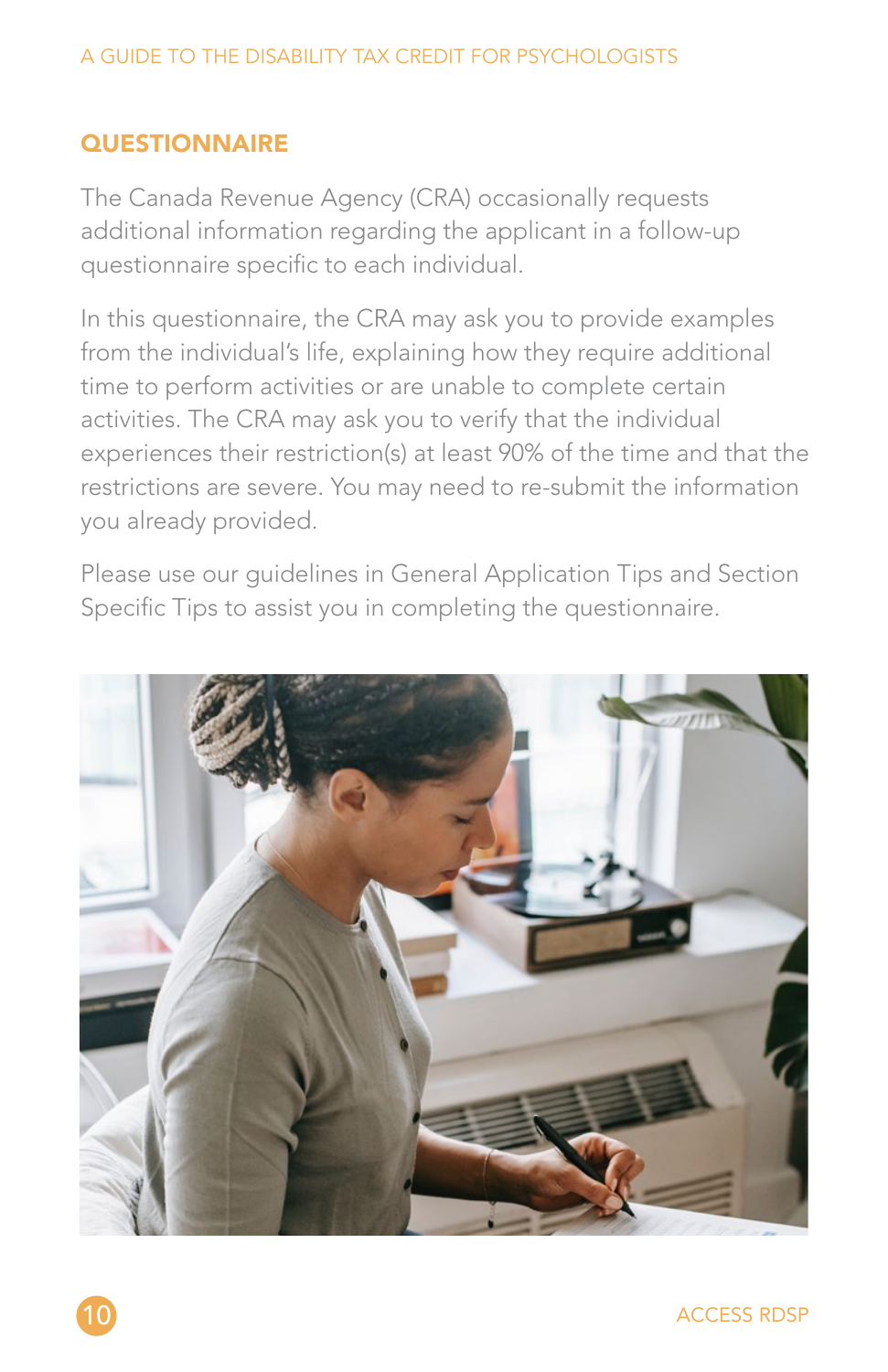## QUESTIONNAIRE

The Canada Revenue Agency (CRA) occasionally requests additional information regarding the applicant in a follow-up questionnaire specific to each individual.

In this questionnaire, the CRA may ask you to provide examples from the individual's life, explaining how they require additional time to perform activities or are unable to complete certain activities. The CRA may ask you to verify that the individual experiences their restriction(s) at least 90% of the time and that the restrictions are severe. You may need to re-submit the information you already provided.

Please use our guidelines in General Application Tips and Section Specific Tips to assist you in completing the questionnaire.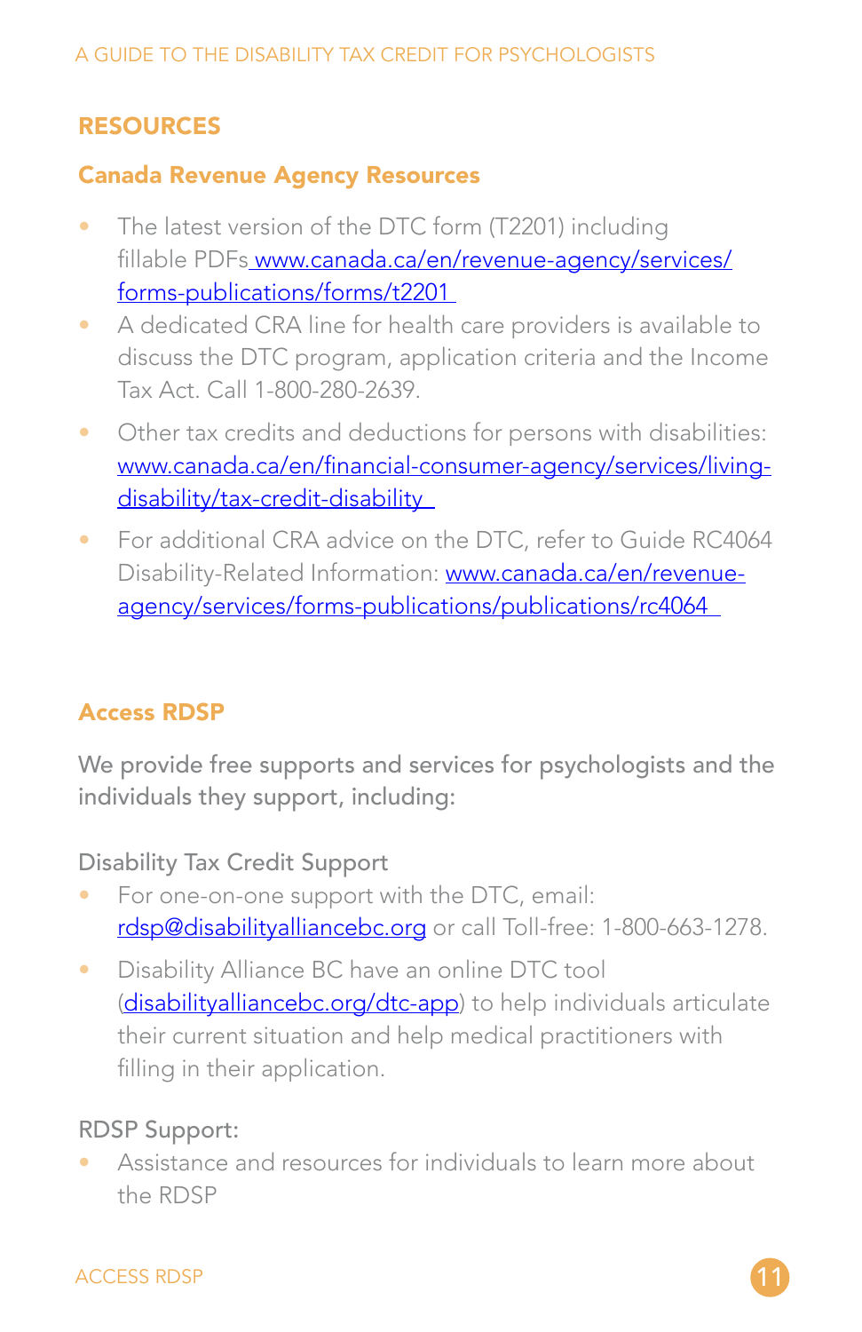# RESOURCES

## Canada Revenue Agency Resources

- The latest version of the DTC form (T2201) including fillable PDFs www.canada.ca/en/revenue-agency/services/forms-publications/forms/t2201
- A dedicated CRA line for health care providers is available to discuss the DTC program, application criteria and the Income Tax Act. Call 1-800-280-2639.
- Other tax credits and deductions for persons with disabilities: www.canada.ca/en/financial-consumer-agency/services/living-disability/tax-credit-disability
- For additional CRA advice on the DTC, refer to Guide RC4064 Disability-Related Information: www.canada.ca/en/revenue-agency/services/forms-publications/publications/rc4064

## Access RDSP

We provide free supports and services for psychologists and the individuals they support, including:

Disability Tax Credit Support

- For one-on-one support with the DTC, email: rdsp@disabilityalliancebc.org or call Toll-free: 1-800-663-1278.
- Disability Alliance BC have an online DTC tool (disabilityalliancebc.org/dtc-app) to help individuals articulate their current situation and help medical practitioners with filling in their application.

RDSP Support:

- Assistance and resources for individuals to learn more about the RDSP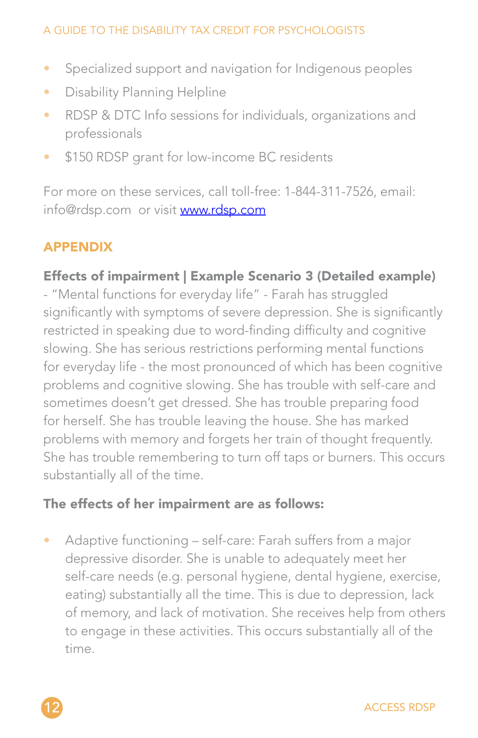- Specialized support and navigation for Indigenous peoples
- Disability Planning Helpline
- RDSP & DTC Info sessions for individuals, organizations and professionals
- $150 RDSP grant for low-income BC residents

For more on these services, call toll-free: 1-844-311-7526, email: info@rdsp.com or visit [www.rdsp.com](www.rdsp.com)

## APPENDIX

**Effects of impairment | Example Scenario 3 (Detailed example)** - "Mental functions for everyday life" - Farah has struggled significantly with symptoms of severe depression. She is significantly restricted in speaking due to word-finding difficulty and cognitive slowing. She has serious restrictions performing mental functions for everyday life - the most pronounced of which has been cognitive problems and cognitive slowing. She has trouble with self-care and sometimes doesn't get dressed. She has trouble preparing food for herself. She has trouble leaving the house. She has marked problems with memory and forgets her train of thought frequently. She has trouble remembering to turn off taps or burners. This occurs substantially all of the time.

**The effects of her impairment are as follows:**

- Adaptive functioning – self-care: Farah suffers from a major depressive disorder. She is unable to adequately meet her self-care needs (e.g. personal hygiene, dental hygiene, exercise, eating) substantially all the time. This is due to depression, lack of memory, and lack of motivation. She receives help from others to engage in these activities. This occurs substantially all of the time.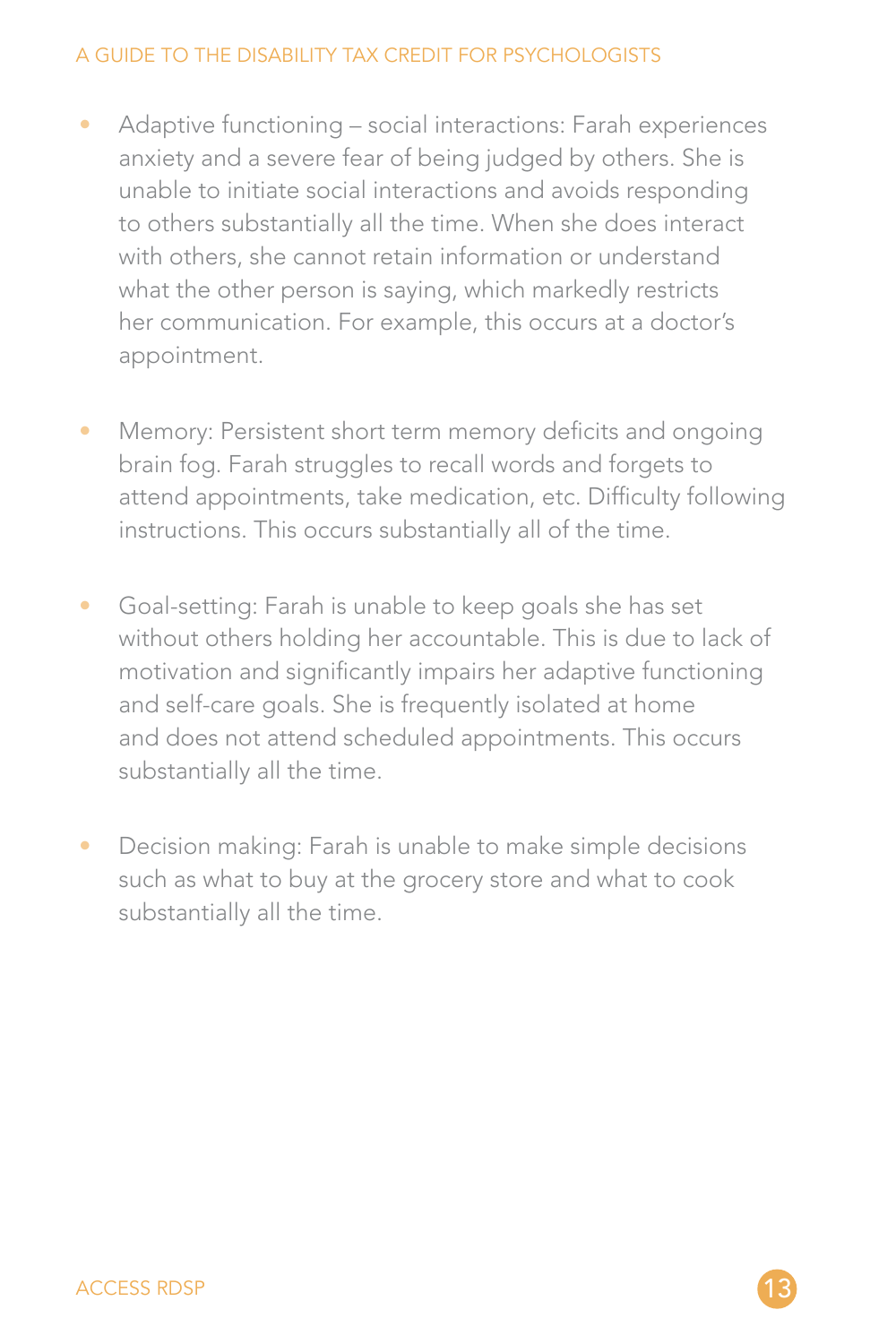- Adaptive functioning – social interactions: Farah experiences anxiety and a severe fear of being judged by others. She is unable to initiate social interactions and avoids responding to others substantially all the time. When she does interact with others, she cannot retain information or understand what the other person is saying, which markedly restricts her communication. For example, this occurs at a doctor's appointment.

- Memory: Persistent short term memory deficits and ongoing brain fog. Farah struggles to recall words and forgets to attend appointments, take medication, etc. Difficulty following instructions. This occurs substantially all of the time.

- Goal-setting: Farah is unable to keep goals she has set without others holding her accountable. This is due to lack of motivation and significantly impairs her adaptive functioning and self-care goals. She is frequently isolated at home and does not attend scheduled appointments. This occurs substantially all the time.

- Decision making: Farah is unable to make simple decisions such as what to buy at the grocery store and what to cook substantially all the time.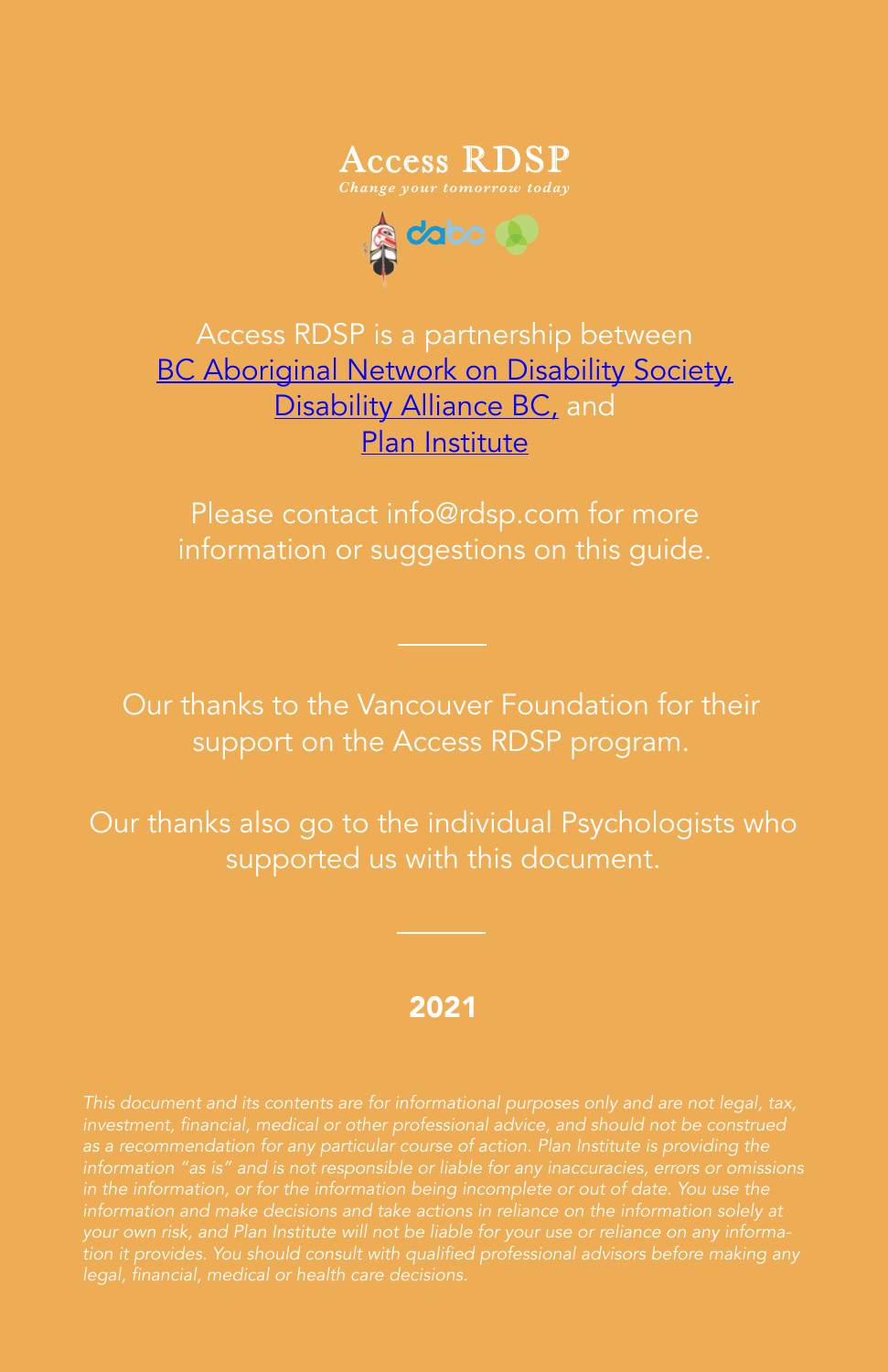# Access RDSP

*Change your tomorrow today*

Access RDSP is a partnership between [BC Aboriginal Network on Disability Society,](#) [Disability Alliance BC,](#) and [Plan Institute](#)

Please contact info@rdsp.com for more information or suggestions on this guide.

---

Our thanks to the Vancouver Foundation for their support on the Access RDSP program.

Our thanks also go to the individual Psychologists who supported us with this document.

---

**2021**

*This document and its contents are for informational purposes only and are not legal, tax, investment, financial, medical or other professional advice, and should not be construed as a recommendation for any particular course of action. Plan Institute is providing the information "as is" and is not responsible or liable for any inaccuracies, errors or omissions in the information, or for the information being incomplete or out of date. You use the information and make decisions and take actions in reliance on the information solely at your own risk, and Plan Institute will not be liable for your use or reliance on any information it provides. You should consult with qualified professional advisors before making any legal, financial, medical or health care decisions.*